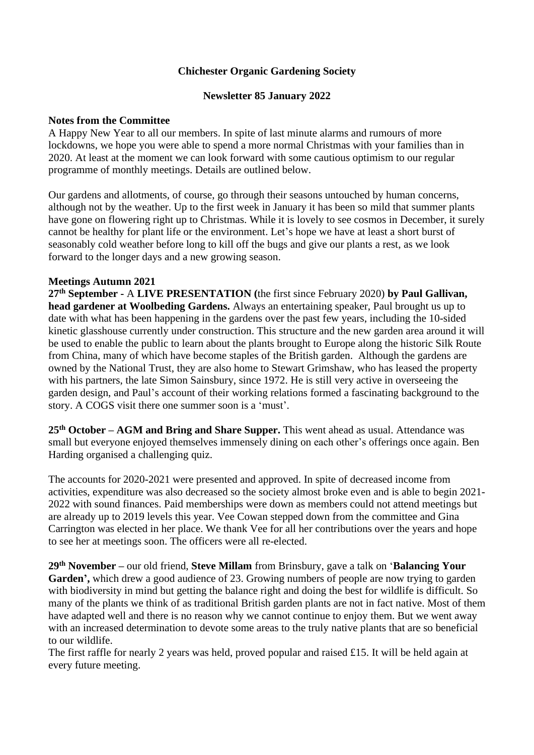# Chichester Organic Gardening Society

## Newsletter 85 January 2022

### Notes from the Committee

A Happy New Year to all our members. In spite of last minute alarms and rumours of more lockdowns, we hope you were able to spend a more normal Christmas with your families than in 2020. At least at the moment we can look forward with some cautious optimism to our regular programme of monthly meetings. Details are outlined below.

Our gardens and allotments, of course, go through their seasons untouched by human concerns, although not by the weather. Up to the first week in January it has been so mild that summer plants have gone on flowering right up to Christmas. While it is lovely to see cosmos in December, it surely cannot be healthy for plant life or the environment. Let's hope we have at least a short burst of seasonably cold weather before long to kill off the bugs and give our plants a rest, as we look forward to the longer days and a new growing season.

### Meetings Autumn 2021

**27th September -** A **LIVE PRESENTATION (**the first since February 2020) **by Paul Gallivan, head gardener at Woolbeding Gardens.** Always an entertaining speaker, Paul brought us up to date with what has been happening in the gardens over the past few years, including the 10-sided kinetic glasshouse currently under construction. This structure and the new garden area around it will be used to enable the public to learn about the plants brought to Europe along the historic Silk Route from China, many of which have become staples of the British garden. Although the gardens are owned by the National Trust, they are also home to Stewart Grimshaw, who has leased the property with his partners, the late Simon Sainsbury, since 1972. He is still very active in overseeing the garden design, and Paul's account of their working relations formed a fascinating background to the story. A COGS visit there one summer soon is a 'must'.

**25th October – AGM and Bring and Share Supper.** This went ahead as usual. Attendance was small but everyone enjoyed themselves immensely dining on each other's offerings once again. Ben Harding organised a challenging quiz.

The accounts for 2020-2021 were presented and approved. In spite of decreased income from activities, expenditure was also decreased so the society almost broke even and is able to begin 2021-2022 with sound finances. Paid memberships were down as members could not attend meetings but are already up to 2019 levels this year. Vee Cowan stepped down from the committee and Gina Carrington was elected in her place. We thank Vee for all her contributions over the years and hope to see her at meetings soon. The officers were all re-elected.

**29th November –** our old friend, **Steve Millam** from Brinsbury, gave a talk on '**Balancing Your Garden',** which drew a good audience of 23. Growing numbers of people are now trying to garden with biodiversity in mind but getting the balance right and doing the best for wildlife is difficult. So many of the plants we think of as traditional British garden plants are not in fact native. Most of them have adapted well and there is no reason why we cannot continue to enjoy them. But we went away with an increased determination to devote some areas to the truly native plants that are so beneficial to our wildlife.

The first raffle for nearly 2 years was held, proved popular and raised £15. It will be held again at every future meeting.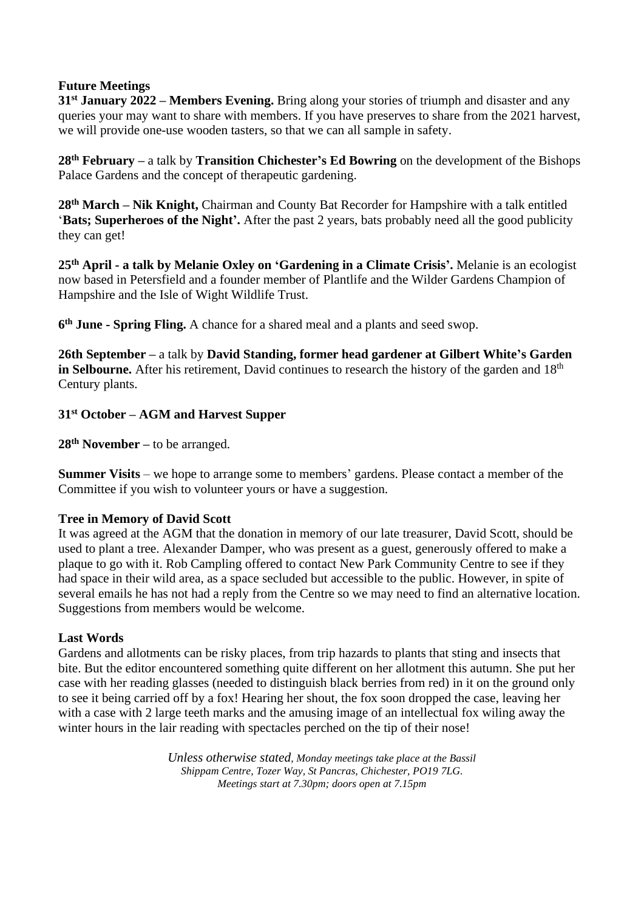### Future Meetings

**31st January 2022 – Members Evening.** Bring along your stories of triumph and disaster and any queries your may want to share with members. If you have preserves to share from the 2021 harvest, we will provide one-use wooden tasters, so that we can all sample in safety.

**28th February –** a talk by **Transition Chichester's Ed Bowring** on the development of the Bishops Palace Gardens and the concept of therapeutic gardening.

**28th March – Nik Knight,** Chairman and County Bat Recorder for Hampshire with a talk entitled '**Bats; Superheroes of the Night'.** After the past 2 years, bats probably need all the good publicity they can get!

**25th April - a talk by Melanie Oxley on 'Gardening in a Climate Crisis'.** Melanie is an ecologist now based in Petersfield and a founder member of Plantlife and the Wilder Gardens Champion of Hampshire and the Isle of Wight Wildlife Trust.

**6th June - Spring Fling.** A chance for a shared meal and a plants and seed swop.

**26th September –** a talk by **David Standing, former head gardener at Gilbert White's Garden in Selbourne.** After his retirement, David continues to research the history of the garden and 18th Century plants.

**31st October – AGM and Harvest Supper**

**28th November –** to be arranged.

**Summer Visits** – we hope to arrange some to members' gardens. Please contact a member of the Committee if you wish to volunteer yours or have a suggestion.

### Tree in Memory of David Scott

It was agreed at the AGM that the donation in memory of our late treasurer, David Scott, should be used to plant a tree. Alexander Damper, who was present as a guest, generously offered to make a plaque to go with it. Rob Campling offered to contact New Park Community Centre to see if they had space in their wild area, as a space secluded but accessible to the public. However, in spite of several emails he has not had a reply from the Centre so we may need to find an alternative location. Suggestions from members would be welcome.

### Last Words

Gardens and allotments can be risky places, from trip hazards to plants that sting and insects that bite. But the editor encountered something quite different on her allotment this autumn. She put her case with her reading glasses (needed to distinguish black berries from red) in it on the ground only to see it being carried off by a fox! Hearing her shout, the fox soon dropped the case, leaving her with a case with 2 large teeth marks and the amusing image of an intellectual fox wiling away the winter hours in the lair reading with spectacles perched on the tip of their nose!

*Unless otherwise stated, Monday meetings take place at the Bassil Shippam Centre, Tozer Way, St Pancras, Chichester, PO19 7LG. Meetings start at 7.30pm; doors open at 7.15pm*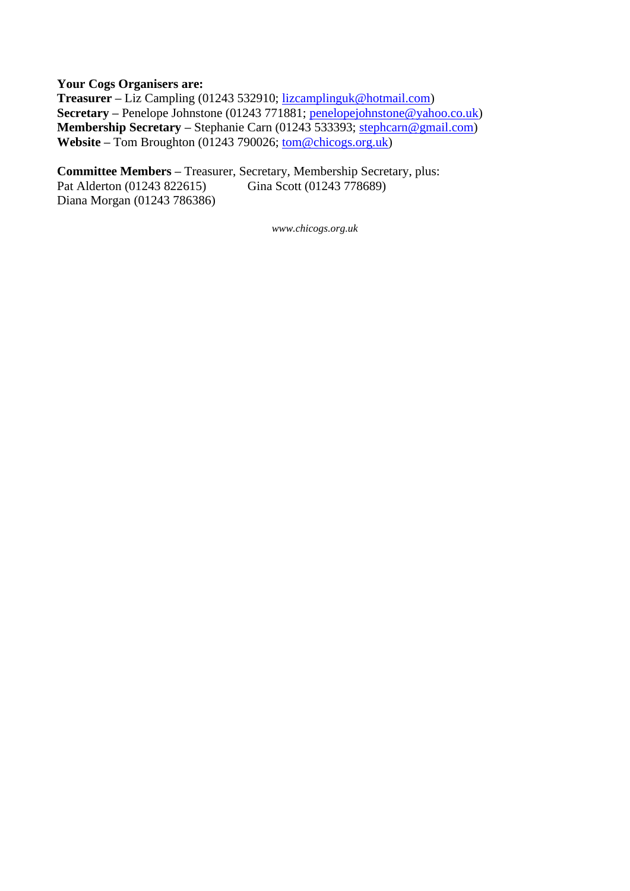**Your Cogs Organisers are:**
**Treasurer** – Liz Campling (01243 532910; lizcamplinguk@hotmail.com)
**Secretary** – Penelope Johnstone (01243 771881; penelopejohnstone@yahoo.co.uk)
**Membership Secretary** – Stephanie Carn (01243 533393; stephcarn@gmail.com)
**Website** – Tom Broughton (01243 790026; tom@chicogs.org.uk)

**Committee Members** – Treasurer, Secretary, Membership Secretary, plus:
Pat Alderton (01243 822615) Gina Scott (01243 778689)
Diana Morgan (01243 786386)

*www.chicogs.org.uk*